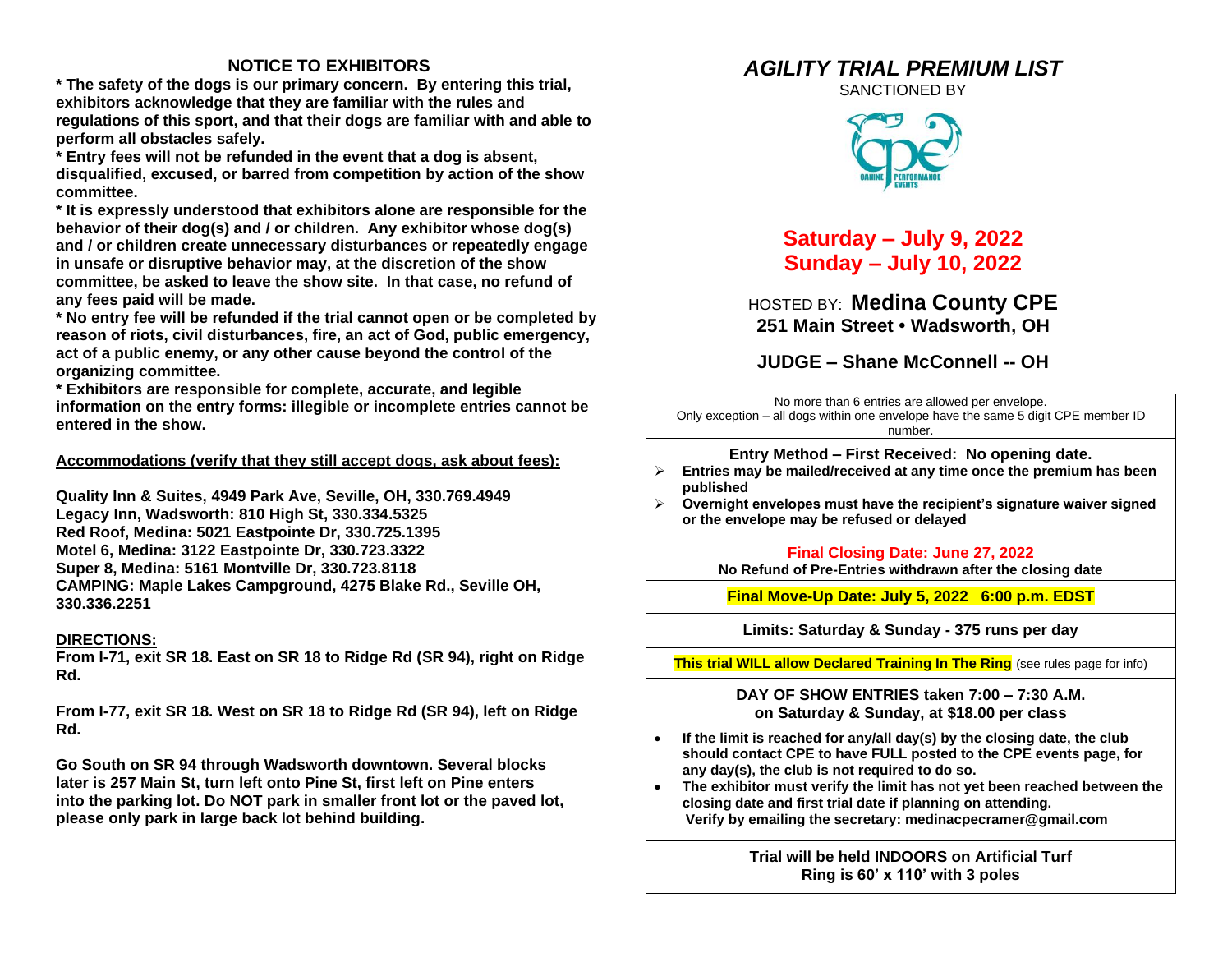## NOTICE TO EXHIBITORS

**\* The safety of the dogs is our primary concern. By entering this trial, exhibitors acknowledge that they are familiar with the rules and regulations of this sport, and that their dogs are familiar with and able to perform all obstacles safely.**

**\* Entry fees will not be refunded in the event that a dog is absent, disqualified, excused, or barred from competition by action of the show committee.**

**\* It is expressly understood that exhibitors alone are responsible for the behavior of their dog(s) and / or children. Any exhibitor whose dog(s) and / or children create unnecessary disturbances or repeatedly engage in unsafe or disruptive behavior may, at the discretion of the show committee, be asked to leave the show site. In that case, no refund of any fees paid will be made.**

**\* No entry fee will be refunded if the trial cannot open or be completed by reason of riots, civil disturbances, fire, an act of God, public emergency, act of a public enemy, or any other cause beyond the control of the organizing committee.**

**\* Exhibitors are responsible for complete, accurate, and legible information on the entry forms: illegible or incomplete entries cannot be entered in the show.**

**Accommodations (verify that they still accept dogs, ask about fees):**

**Quality Inn & Suites, 4949 Park Ave, Seville, OH, 330.769.4949**
**Legacy Inn, Wadsworth: 810 High St, 330.334.5325**
**Red Roof, Medina: 5021 Eastpointe Dr, 330.725.1395**
**Motel 6, Medina: 3122 Eastpointe Dr, 330.723.3322**
**Super 8, Medina: 5161 Montville Dr, 330.723.8118**
**CAMPING: Maple Lakes Campground, 4275 Blake Rd., Seville OH, 330.336.2251**

**DIRECTIONS:**

**From I-71, exit SR 18. East on SR 18 to Ridge Rd (SR 94), right on Ridge Rd.**

**From I-77, exit SR 18. West on SR 18 to Ridge Rd (SR 94), left on Ridge Rd.**

**Go South on SR 94 through Wadsworth downtown. Several blocks later is 257 Main St, turn left onto Pine St, first left on Pine enters into the parking lot. Do NOT park in smaller front lot or the paved lot, please only park in large back lot behind building.**

# *AGILITY TRIAL PREMIUM LIST*

SANCTIONED BY

CANINE PERFORMANCE EVENTS

**Saturday – July 9, 2022**
**Sunday – July 10, 2022**

HOSTED BY: **Medina County CPE**
**251 Main Street • Wadsworth, OH**

**JUDGE – Shane McConnell -- OH**

No more than 6 entries are allowed per envelope.
Only exception – all dogs within one envelope have the same 5 digit CPE member ID number.

**Entry Method – First Received: No opening date.**

- **Entries may be mailed/received at any time once the premium has been published**
- **Overnight envelopes must have the recipient's signature waiver signed or the envelope may be refused or delayed**

**Final Closing Date: June 27, 2022**
**No Refund of Pre-Entries withdrawn after the closing date**

**Final Move-Up Date: July 5, 2022 6:00 p.m. EDST**

**Limits: Saturday & Sunday - 375 runs per day**

**This trial WILL allow Declared Training In The Ring** (see rules page for info)

**DAY OF SHOW ENTRIES taken 7:00 – 7:30 A.M. on Saturday & Sunday, at $18.00 per class**

- **If the limit is reached for any/all day(s) by the closing date, the club should contact CPE to have FULL posted to the CPE events page, for any day(s), the club is not required to do so.**
- **The exhibitor must verify the limit has not yet been reached between the closing date and first trial date if planning on attending. Verify by emailing the secretary: medinacpecramer@gmail.com**

**Trial will be held INDOORS on Artificial Turf**
**Ring is 60' x 110' with 3 poles**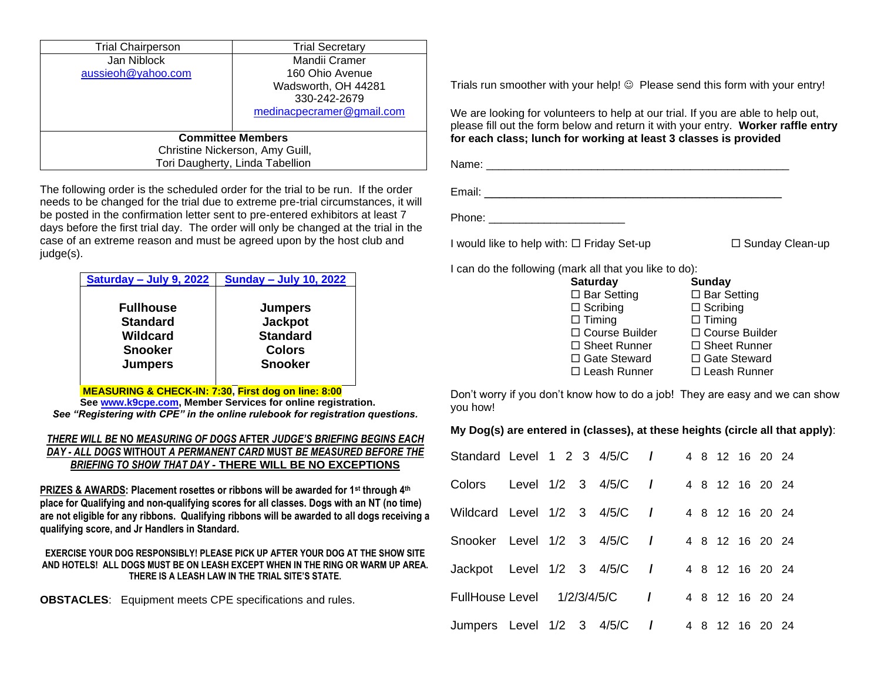| Trial Chairperson | Trial Secretary |
|---|---|
| Jan Niblock<br>aussieoh@yahoo.com | Mandii Cramer<br>160 Ohio Avenue<br>Wadsworth, OH 44281<br>330-242-2679<br>medinacpecramer@gmail.com |
| **Committee Members**<br>Christine Nickerson, Amy Guill,<br>Tori Daugherty, Linda Tabellion | |

The following order is the scheduled order for the trial to be run. If the order needs to be changed for the trial due to extreme pre-trial circumstances, it will be posted in the confirmation letter sent to pre-entered exhibitors at least 7 days before the first trial day. The order will only be changed at the trial in the case of an extreme reason and must be agreed upon by the host club and judge(s).

| Saturday – July 9, 2022 | Sunday – July 10, 2022 |
|---|---|
| **Fullhouse** | **Jumpers** |
| **Standard** | **Jackpot** |
| **Wildcard** | **Standard** |
| **Snooker** | **Colors** |
| **Jumpers** | **Snooker** |

**MEASURING & CHECK-IN: 7:30, First dog on line: 8:00**

**See www.k9cpe.com, Member Services for online registration.**

***See "Registering with CPE" in the online rulebook for registration questions.***

***THERE WILL BE* NO *MEASURING OF DOGS* AFTER *JUDGE'S BRIEFING BEGINS EACH DAY - ALL DOGS* WITHOUT *A PERMANENT CARD* MUST *BE MEASURED BEFORE THE BRIEFING TO SHOW THAT DAY -* THERE WILL BE NO EXCEPTIONS**

**PRIZES & AWARDS: Placement rosettes or ribbons will be awarded for 1st through 4th place for Qualifying and non-qualifying scores for all classes. Dogs with an NT (no time) are not eligible for any ribbons. Qualifying ribbons will be awarded to all dogs receiving a qualifying score, and Jr Handlers in Standard.**

**EXERCISE YOUR DOG RESPONSIBLY! PLEASE PICK UP AFTER YOUR DOG AT THE SHOW SITE AND HOTELS! ALL DOGS MUST BE ON LEASH EXCEPT WHEN IN THE RING OR WARM UP AREA. THERE IS A LEASH LAW IN THE TRIAL SITE'S STATE.**

**OBSTACLES**: Equipment meets CPE specifications and rules.

Trials run smoother with your help! ☺ Please send this form with your entry!

We are looking for volunteers to help at our trial. If you are able to help out, please fill out the form below and return it with your entry. **Worker raffle entry for each class; lunch for working at least 3 classes is provided**

Name: ______________________________________________

Email: ______________________________________________

Phone: _____________________

I would like to help with: ☐ Friday Set-up ☐ Sunday Clean-up

I can do the following (mark all that you like to do):

| Saturday | Sunday |
|---|---|
| ☐ Bar Setting | ☐ Bar Setting |
| ☐ Scribing | ☐ Scribing |
| ☐ Timing | ☐ Timing |
| ☐ Course Builder | ☐ Course Builder |
| ☐ Sheet Runner | ☐ Sheet Runner |
| ☐ Gate Steward | ☐ Gate Steward |
| ☐ Leash Runner | ☐ Leash Runner |

Don't worry if you don't know how to do a job! They are easy and we can show you how!

**My Dog(s) are entered in (classes), at these heights (circle all that apply)**:

| Class | Level | / | Heights |
|---|---|---|---|
| Standard | Level 1 2 3 4/5/C | / | 4 8 12 16 20 24 |
| Colors | Level 1/2 3 4/5/C | / | 4 8 12 16 20 24 |
| Wildcard | Level 1/2 3 4/5/C | / | 4 8 12 16 20 24 |
| Snooker | Level 1/2 3 4/5/C | / | 4 8 12 16 20 24 |
| Jackpot | Level 1/2 3 4/5/C | / | 4 8 12 16 20 24 |
| FullHouse | Level 1/2/3/4/5/C | / | 4 8 12 16 20 24 |
| Jumpers | Level 1/2 3 4/5/C | / | 4 8 12 16 20 24 |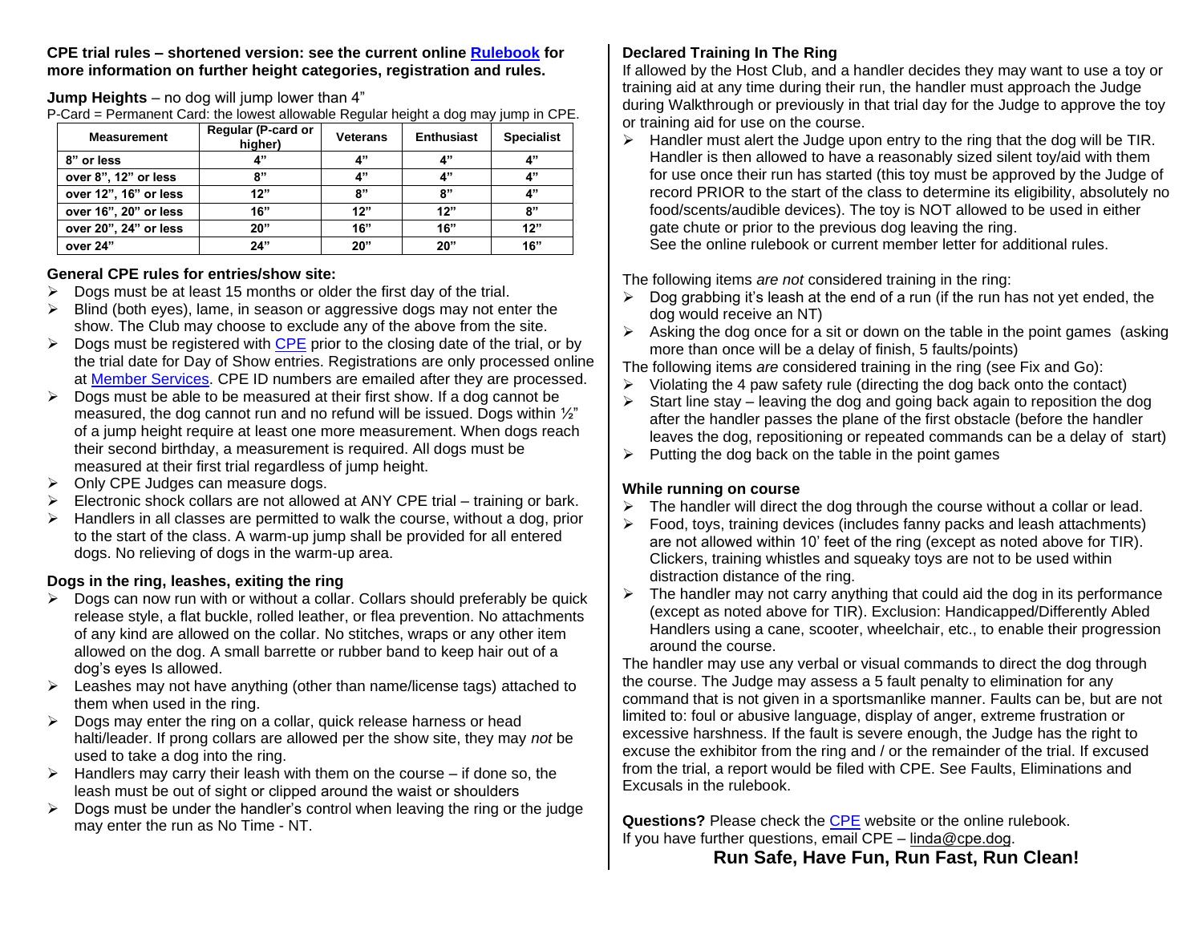**CPE trial rules – shortened version: see the current online [Rulebook](#) for more information on further height categories, registration and rules.**

**Jump Heights** – no dog will jump lower than 4"

P-Card = Permanent Card: the lowest allowable Regular height a dog may jump in CPE.

| Measurement | Regular (P-card or higher) | Veterans | Enthusiast | Specialist |
|---|---|---|---|---|
| 8" or less | 4" | 4" | 4" | 4" |
| over 8", 12" or less | 8" | 4" | 4" | 4" |
| over 12", 16" or less | 12" | 8" | 8" | 4" |
| over 16", 20" or less | 16" | 12" | 12" | 8" |
| over 20", 24" or less | 20" | 16" | 16" | 12" |
| over 24" | 24" | 20" | 20" | 16" |

**General CPE rules for entries/show site:**

- Dogs must be at least 15 months or older the first day of the trial.
- Blind (both eyes), lame, in season or aggressive dogs may not enter the show. The Club may choose to exclude any of the above from the site.
- Dogs must be registered with CPE prior to the closing date of the trial, or by the trial date for Day of Show entries. Registrations are only processed online at Member Services. CPE ID numbers are emailed after they are processed.
- Dogs must be able to be measured at their first show. If a dog cannot be measured, the dog cannot run and no refund will be issued. Dogs within ½" of a jump height require at least one more measurement. When dogs reach their second birthday, a measurement is required. All dogs must be measured at their first trial regardless of jump height.
- Only CPE Judges can measure dogs.
- Electronic shock collars are not allowed at ANY CPE trial – training or bark.
- Handlers in all classes are permitted to walk the course, without a dog, prior to the start of the class. A warm-up jump shall be provided for all entered dogs. No relieving of dogs in the warm-up area.

**Dogs in the ring, leashes, exiting the ring**

- Dogs can now run with or without a collar. Collars should preferably be quick release style, a flat buckle, rolled leather, or flea prevention. No attachments of any kind are allowed on the collar. No stitches, wraps or any other item allowed on the dog. A small barrette or rubber band to keep hair out of a dog's eyes Is allowed.
- Leashes may not have anything (other than name/license tags) attached to them when used in the ring.
- Dogs may enter the ring on a collar, quick release harness or head halti/leader. If prong collars are allowed per the show site, they may *not* be used to take a dog into the ring.
- Handlers may carry their leash with them on the course – if done so, the leash must be out of sight or clipped around the waist or shoulders
- Dogs must be under the handler's control when leaving the ring or the judge may enter the run as No Time - NT.

**Declared Training In The Ring**

If allowed by the Host Club, and a handler decides they may want to use a toy or training aid at any time during their run, the handler must approach the Judge during Walkthrough or previously in that trial day for the Judge to approve the toy or training aid for use on the course.

- Handler must alert the Judge upon entry to the ring that the dog will be TIR. Handler is then allowed to have a reasonably sized silent toy/aid with them for use once their run has started (this toy must be approved by the Judge of record PRIOR to the start of the class to determine its eligibility, absolutely no food/scents/audible devices). The toy is NOT allowed to be used in either gate chute or prior to the previous dog leaving the ring.
  See the online rulebook or current member letter for additional rules.

The following items *are not* considered training in the ring:

- Dog grabbing it's leash at the end of a run (if the run has not yet ended, the dog would receive an NT)
- Asking the dog once for a sit or down on the table in the point games (asking more than once will be a delay of finish, 5 faults/points)

The following items *are* considered training in the ring (see Fix and Go):

- Violating the 4 paw safety rule (directing the dog back onto the contact)
- Start line stay – leaving the dog and going back again to reposition the dog after the handler passes the plane of the first obstacle (before the handler leaves the dog, repositioning or repeated commands can be a delay of start)
- Putting the dog back on the table in the point games

**While running on course**

- The handler will direct the dog through the course without a collar or lead.
- Food, toys, training devices (includes fanny packs and leash attachments) are not allowed within 10' feet of the ring (except as noted above for TIR). Clickers, training whistles and squeaky toys are not to be used within distraction distance of the ring.
- The handler may not carry anything that could aid the dog in its performance (except as noted above for TIR). Exclusion: Handicapped/Differently Abled Handlers using a cane, scooter, wheelchair, etc., to enable their progression around the course.

The handler may use any verbal or visual commands to direct the dog through the course. The Judge may assess a 5 fault penalty to elimination for any command that is not given in a sportsmanlike manner. Faults can be, but are not limited to: foul or abusive language, display of anger, extreme frustration or excessive harshness. If the fault is severe enough, the Judge has the right to excuse the exhibitor from the ring and / or the remainder of the trial. If excused from the trial, a report would be filed with CPE. See Faults, Eliminations and Excusals in the rulebook.

**Questions?** Please check the CPE website or the online rulebook.
If you have further questions, email CPE – linda@cpe.dog.

**Run Safe, Have Fun, Run Fast, Run Clean!**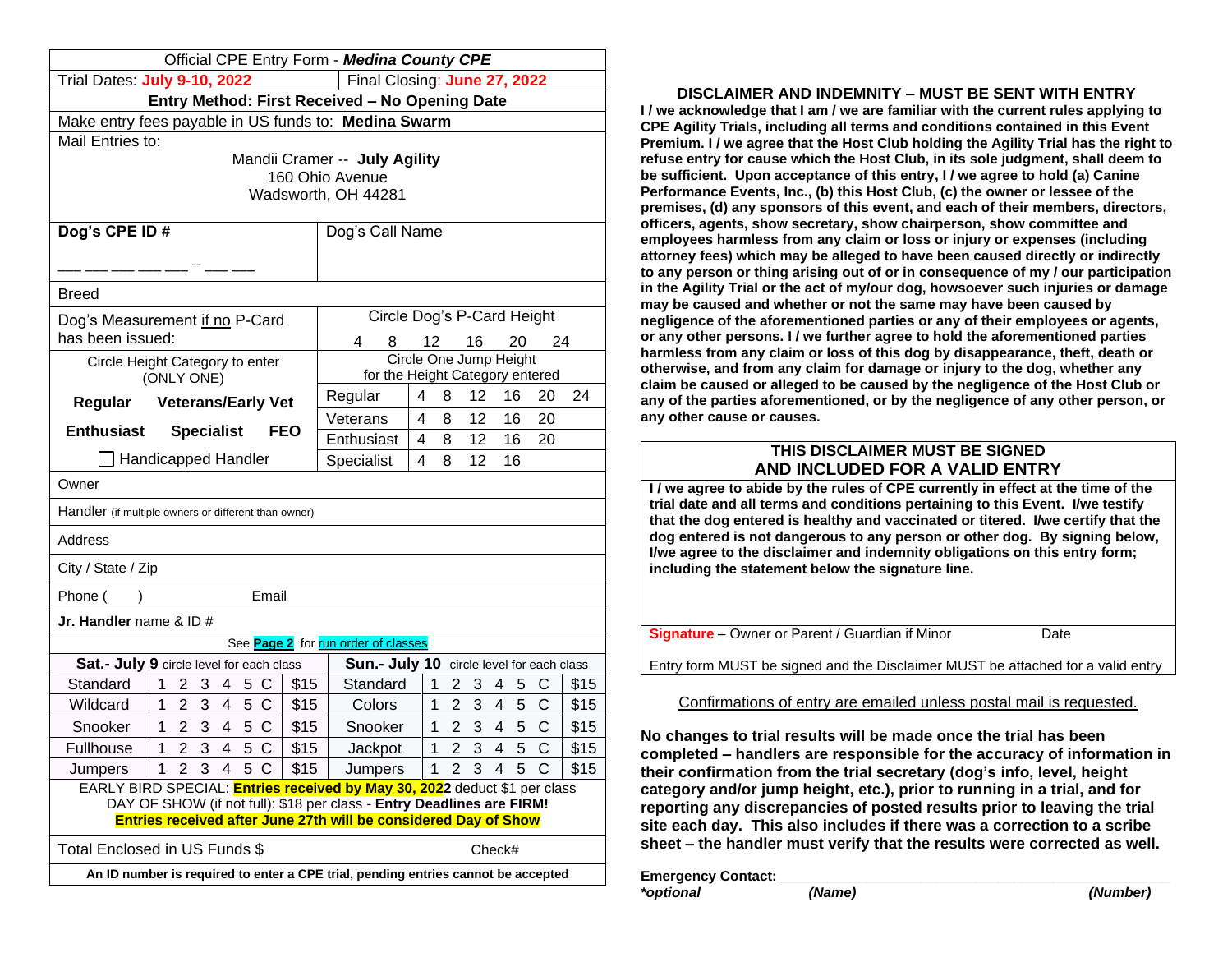Official CPE Entry Form - ***Medina County CPE***

Trial Dates: **July 9-10, 2022** | Final Closing: **June 27, 2022**

**Entry Method: First Received – No Opening Date**

Make entry fees payable in US funds to: **Medina Swarm**

Mail Entries to:

Mandii Cramer -- **July Agility**
160 Ohio Avenue
Wadsworth, OH 44281

| | |
|---|---|
| **Dog's CPE ID #** ___ ___ ___ ___ ___ -- ___ ___ | Dog's Call Name |
| Breed | |
| Dog's Measurement if no P-Card has been issued: | Circle Dog's P-Card Height: 4 8 12 16 20 24 |

| Circle Height Category to enter (ONLY ONE) | Circle One Jump Height for the Height Category entered | | | | | | |
|---|---|---|---|---|---|---|---|
| **Regular** **Veterans/Early Vet** | Regular | 4 | 8 | 12 | 16 | 20 | 24 |
| **Enthusiast** **Specialist** **FEO** | Veterans | 4 | 8 | 12 | 16 | 20 | |
| | Enthusiast | 4 | 8 | 12 | 16 | 20 | |
| ☐ Handicapped Handler | Specialist | 4 | 8 | 12 | 16 | | |

Owner

Handler (if multiple owners or different than owner)

Address

City / State / Zip

Phone ( ) Email

**Jr. Handler** name & ID #

See **Page 2** for run order of classes

| **Sat.- July 9** circle level for each class | | | **Sun.- July 10** circle level for each class | | |
|---|---|---|---|---|---|
| Standard | 1 2 3 4 5 C | $15 | Standard | 1 2 3 4 5 C | $15 |
| Wildcard | 1 2 3 4 5 C | $15 | Colors | 1 2 3 4 5 C | $15 |
| Snooker | 1 2 3 4 5 C | $15 | Snooker | 1 2 3 4 5 C | $15 |
| Fullhouse | 1 2 3 4 5 C | $15 | Jackpot | 1 2 3 4 5 C | $15 |
| Jumpers | 1 2 3 4 5 C | $15 | Jumpers | 1 2 3 4 5 C | $15 |

EARLY BIRD SPECIAL: **Entries received by May 30, 2022** deduct $1 per class
DAY OF SHOW (if not full): $18 per class - **Entry Deadlines are FIRM!**
**Entries received after June 27th will be considered Day of Show**

Total Enclosed in US Funds $ Check#

**An ID number is required to enter a CPE trial, pending entries cannot be accepted**

**DISCLAIMER AND INDEMNITY – MUST BE SENT WITH ENTRY**

**I / we acknowledge that I am / we are familiar with the current rules applying to CPE Agility Trials, including all terms and conditions contained in this Event Premium. I / we agree that the Host Club holding the Agility Trial has the right to refuse entry for cause which the Host Club, in its sole judgment, shall deem to be sufficient. Upon acceptance of this entry, I / we agree to hold (a) Canine Performance Events, Inc., (b) this Host Club, (c) the owner or lessee of the premises, (d) any sponsors of this event, and each of their members, directors, officers, agents, show secretary, show chairperson, show committee and employees harmless from any claim or loss or injury or expenses (including attorney fees) which may be alleged to have been caused directly or indirectly to any person or thing arising out of or in consequence of my / our participation in the Agility Trial or the act of my/our dog, howsoever such injuries or damage may be caused and whether or not the same may have been caused by negligence of the aforementioned parties or any of their employees or agents, or any other persons. I / we further agree to hold the aforementioned parties harmless from any claim or loss of this dog by disappearance, theft, death or otherwise, and from any claim for damage or injury to the dog, whether any claim be caused or alleged to be caused by the negligence of the Host Club or any of the parties aforementioned, or by the negligence of any other person, or any other cause or causes.**

**THIS DISCLAIMER MUST BE SIGNED AND INCLUDED FOR A VALID ENTRY**

**I / we agree to abide by the rules of CPE currently in effect at the time of the trial date and all terms and conditions pertaining to this Event. I/we testify that the dog entered is healthy and vaccinated or titered. I/we certify that the dog entered is not dangerous to any person or other dog. By signing below, I/we agree to the disclaimer and indemnity obligations on this entry form; including the statement below the signature line.**

**Signature** – Owner or Parent / Guardian if Minor Date

Entry form MUST be signed and the Disclaimer MUST be attached for a valid entry

Confirmations of entry are emailed unless postal mail is requested.

**No changes to trial results will be made once the trial has been completed – handlers are responsible for the accuracy of information in their confirmation from the trial secretary (dog's info, level, height category and/or jump height, etc.), prior to running in a trial, and for reporting any discrepancies of posted results prior to leaving the trial site each day. This also includes if there was a correction to a scribe sheet – the handler must verify that the results were corrected as well.**

**Emergency Contact:** ____________________________________________
***\*optional*** ***(Name)*** ***(Number)***